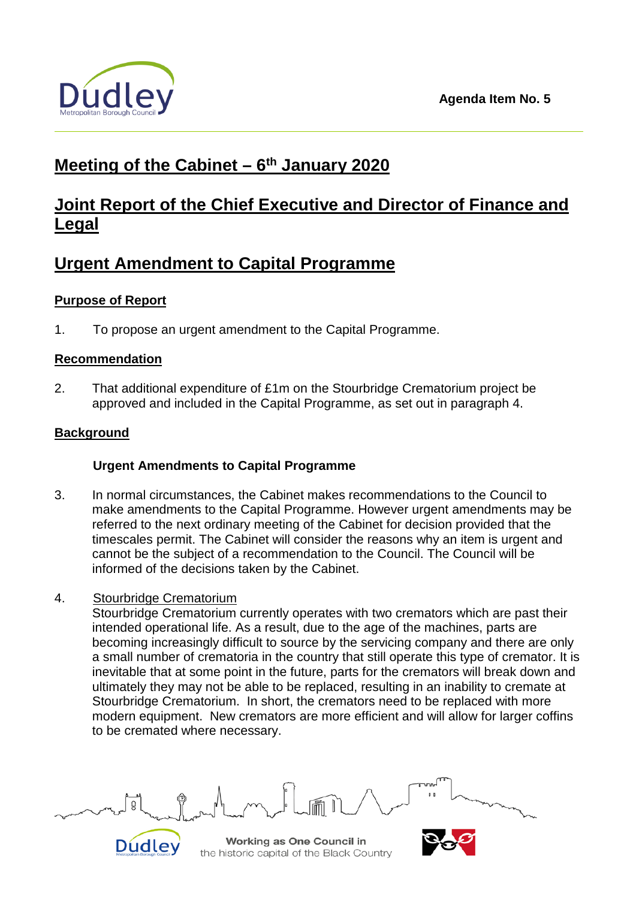Agenda Item No. 5

# Meeting of the Cabinet – 6th January 2020

# Joint Report of the Chief Executive and Director of Finance and Legal

# Urgent Amendment to Capital Programme

## Purpose of Report

1. To propose an urgent amendment to the Capital Programme.

## Recommendation

2. That additional expenditure of £1m on the Stourbridge Crematorium project be approved and included in the Capital Programme, as set out in paragraph 4.

## Background

### Urgent Amendments to Capital Programme

3. In normal circumstances, the Cabinet makes recommendations to the Council to make amendments to the Capital Programme. However urgent amendments may be referred to the next ordinary meeting of the Cabinet for decision provided that the timescales permit. The Cabinet will consider the reasons why an item is urgent and cannot be the subject of a recommendation to the Council. The Council will be informed of the decisions taken by the Cabinet.

4. Stourbridge Crematorium
Stourbridge Crematorium currently operates with two cremators which are past their intended operational life. As a result, due to the age of the machines, parts are becoming increasingly difficult to source by the servicing company and there are only a small number of crematoria in the country that still operate this type of cremator. It is inevitable that at some point in the future, parts for the cremators will break down and ultimately they may not be able to be replaced, resulting in an inability to cremate at Stourbridge Crematorium. In short, the cremators need to be replaced with more modern equipment. New cremators are more efficient and will allow for larger coffins to be cremated where necessary.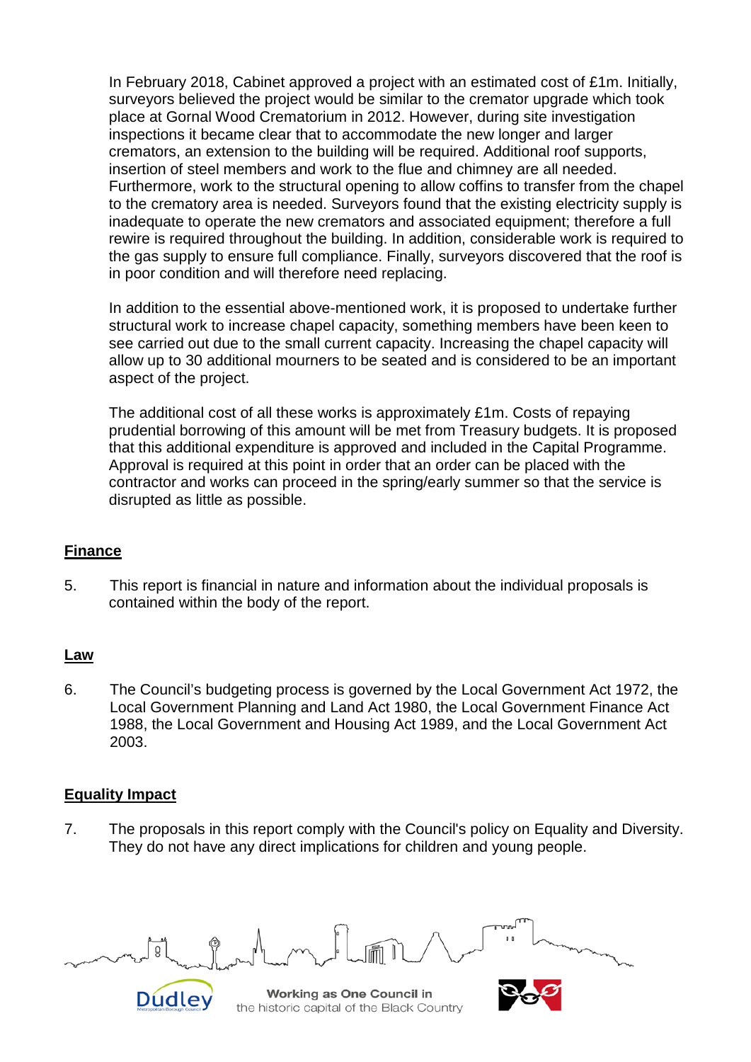In February 2018, Cabinet approved a project with an estimated cost of £1m. Initially, surveyors believed the project would be similar to the cremator upgrade which took place at Gornal Wood Crematorium in 2012. However, during site investigation inspections it became clear that to accommodate the new longer and larger cremators, an extension to the building will be required. Additional roof supports, insertion of steel members and work to the flue and chimney are all needed. Furthermore, work to the structural opening to allow coffins to transfer from the chapel to the crematory area is needed. Surveyors found that the existing electricity supply is inadequate to operate the new cremators and associated equipment; therefore a full rewire is required throughout the building. In addition, considerable work is required to the gas supply to ensure full compliance. Finally, surveyors discovered that the roof is in poor condition and will therefore need replacing.

In addition to the essential above-mentioned work, it is proposed to undertake further structural work to increase chapel capacity, something members have been keen to see carried out due to the small current capacity. Increasing the chapel capacity will allow up to 30 additional mourners to be seated and is considered to be an important aspect of the project.

The additional cost of all these works is approximately £1m. Costs of repaying prudential borrowing of this amount will be met from Treasury budgets. It is proposed that this additional expenditure is approved and included in the Capital Programme. Approval is required at this point in order that an order can be placed with the contractor and works can proceed in the spring/early summer so that the service is disrupted as little as possible.

## Finance

5. This report is financial in nature and information about the individual proposals is contained within the body of the report.

## Law

6. The Council's budgeting process is governed by the Local Government Act 1972, the Local Government Planning and Land Act 1980, the Local Government Finance Act 1988, the Local Government and Housing Act 1989, and the Local Government Act 2003.

## Equality Impact

7. The proposals in this report comply with the Council's policy on Equality and Diversity. They do not have any direct implications for children and young people.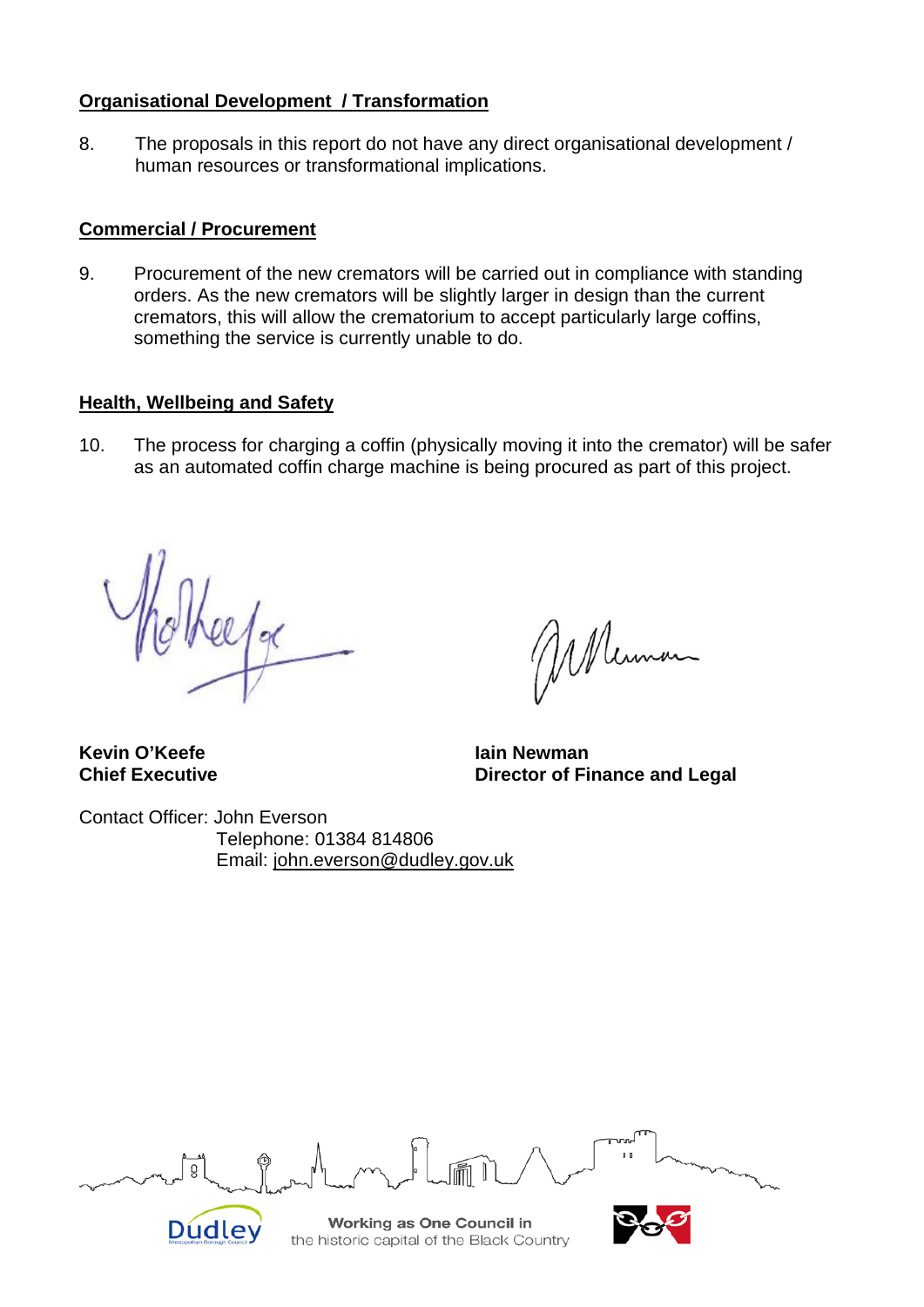**Organisational Development / Transformation**

8. The proposals in this report do not have any direct organisational development / human resources or transformational implications.

**Commercial / Procurement**

9. Procurement of the new cremators will be carried out in compliance with standing orders. As the new cremators will be slightly larger in design than the current cremators, this will allow the crematorium to accept particularly large coffins, something the service is currently unable to do.

**Health, Wellbeing and Safety**

10. The process for charging a coffin (physically moving it into the cremator) will be safer as an automated coffin charge machine is being procured as part of this project.

**Kevin O'Keefe**
**Chief Executive**

**Iain Newman**
**Director of Finance and Legal**

Contact Officer: John Everson
Telephone: 01384 814806
Email: john.everson@dudley.gov.uk

Working as One Council in the historic capital of the Black Country